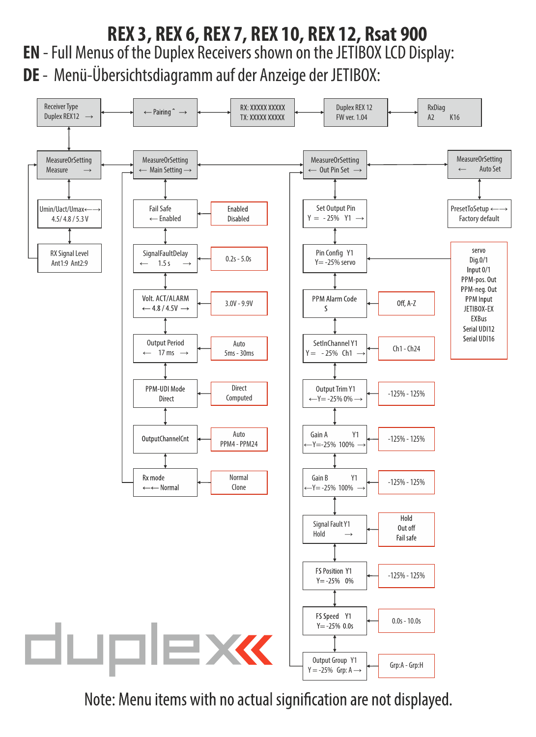# REX 3, REX 6, REX 7, REX 10, REX 12, Rsat 900

## EN - Full Menus of the Duplex Receivers shown on the JETIBOX LCD Display:

## DE - Menü-Übersichtsdiagramm auf der Anzeige der JETIBOX:

**Top row:**

- Receiver Type / Duplex REX12 →
- ← Pairing ˆ →
- RX: XXXXX XXXXX / TX: XXXXX XXXXX
- Duplex REX 12 / FW ver. 1.04
- RxDiag / A2 K16

**MeasureOrSetting / Measure →**

- Umin/Uact/Umax ←→ / 4.5/ 4.8 / 5.3 V
- RX Signal Level / Ant1:9 Ant2:9

**MeasureOrSetting / ← Main Setting →**

| Menu | Options |
| --- | --- |
| Fail Safe / ← Enabled | Enabled / Disabled |
| SignalFaultDelay / ← 1.5 s → | 0.2s - 5.0s |
| Volt. ACT/ALARM / ← 4.8 / 4.5V → | 3.0V - 9.9V |
| Output Period / ← 17 ms → | Auto / 5ms - 30ms |
| PPM-UDI Mode / Direct | Direct / Computed |
| OutputChannelCnt | Auto / PPM4 - PPM24 |
| Rx mode / ←← Normal | Normal / Clone |

**MeasureOrSetting / ← Out Pin Set →**

| Menu | Options |
| --- | --- |
| Set Output Pin / Y = - 25% Y1 → | |
| Pin Config Y1 / Y= -25% servo | servo / Dig.0/1 / Input 0/1 / PPM-pos. Out / PPM-neg. Out / PPM Input / JETIBOX-EX / EXBus / Serial UDI12 / Serial UDI16 |
| PPM Alarm Code / S | Off, A-Z |
| SetInChannel Y1 / Y = - 25% Ch1 → | Ch1 - Ch24 |
| Output Trim Y1 / ←Y= -25% 0% → | -125% - 125% |
| Gain A Y1 / ←Y=-25% 100% → | -125% - 125% |
| Gain B Y1 / ←Y= -25% 100% → | -125% - 125% |
| Signal Fault Y1 / Hold → | Hold / Out off / Fail safe |
| FS Position Y1 / Y= -25% 0% | -125% - 125% |
| FS Speed Y1 / Y= -25% 0.0s | 0.0s - 10.0s |
| Output Group Y1 / Y = -25% Grp: A → | Grp:A - Grp:H |

**MeasureOrSetting / ← Auto Set**

- PresetToSetup ←→ / Factory default

duplex

Note: Menu items with no actual signification are not displayed.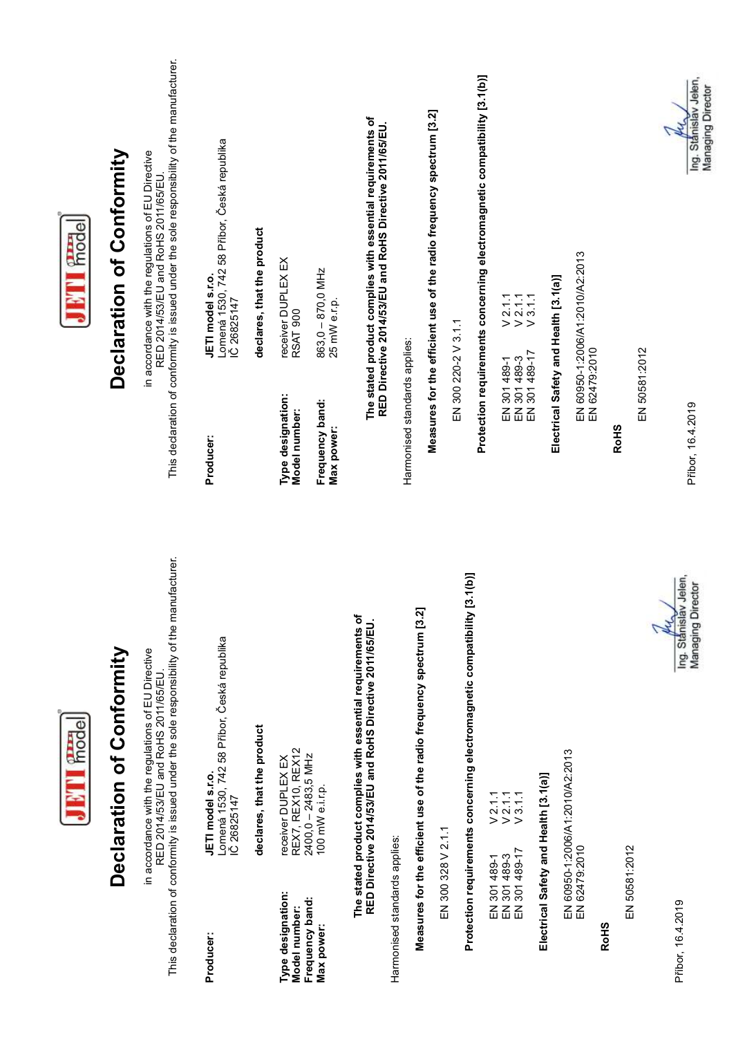# Declaration of Conformity

in accordance with the regulations of EU Directive
RED 2014/53/EU and RoHS 2011/65/EU.

This declaration of conformity is issued under the sole responsibility of the manufacturer.

**Producer:** **JETI model s.r.o.**
Lomená 1530, 742 58 Příbor, Česká republika
IČ 26825147

**declares, that the product**

**Type designation:** receiver DUPLEX EX
**Model number:** REX7, REX10, REX12
**Frequency band:** 2400,0 – 2483,5 MHz
**Max power:** 100 mW e.i.r.p.

**The stated product complies with essential requirements of RED Directive 2014/53/EU and RoHS Directive 2011/65/EU.**

Harmonised standards applies:

**Measures for the efficient use of the radio frequency spectrum [3.2]**

EN 300 328 V 2.1.1

**Protection requirements concerning electromagnetic compatibility [3.1(b)]**

EN 301 489-1 V 2.1.1
EN 301 489-3 V 2.1.1
EN 301 489-17 V 3.1.1

**Electrical Safety and Health [3.1(a)]**

EN 60950-1:2006/A1:2010/A2:2013
EN 62479:2010

**RoHS**

EN 50581:2012

Příbor, 16.4.2019

Ing. Stanislav Jelen,
Managing Director

# Declaration of Conformity

in accordance with the regulations of EU Directive
RED 2014/53/EU and RoHS 2011/65/EU.

This declaration of conformity is issued under the sole responsibility of the manufacturer.

**Producer:** **JETI model s.r.o.**
Lomená 1530, 742 58 Příbor, Česká republika
IČ 26825147

**declares, that the product**

**Type designation:** receiver DUPLEX EX
**Model number:** RSAT 900
**Frequency band:** 863,0 – 870,0 MHz
**Max power:** 25 mW e.r.p.

**The stated product complies with essential requirements of RED Directive 2014/53/EU and RoHS Directive 2011/65/EU.**

Harmonised standards applies:

**Measures for the efficient use of the radio frequency spectrum [3.2]**

EN 300 220-2 V 3.1.1

**Protection requirements concerning electromagnetic compatibility [3.1(b)]**

EN 301 489-1 V 2.1.1
EN 301 489-3 V 2.1.1
EN 301 489-17 V 3.1.1

**Electrical Safety and Health [3.1(a)]**

EN 60950-1:2006/A1:2010/A2:2013
EN 62479:2010

**RoHS**

EN 50581:2012

Příbor, 16.4.2019

Ing. Stanislav Jelen,
Managing Director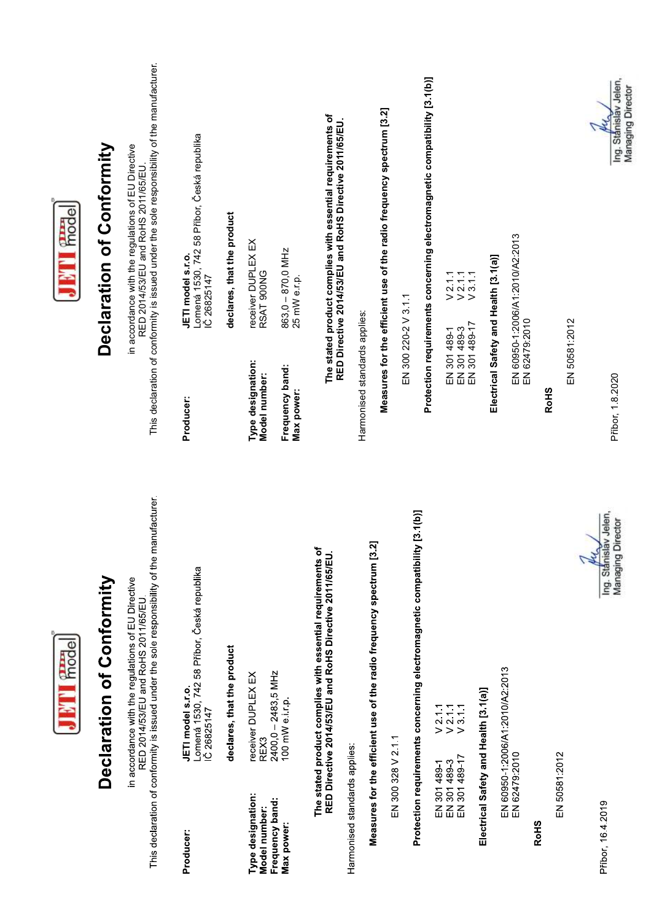# Declaration of Conformity

in accordance with the regulations of EU Directive
RED 2014/53/EU and RoHS 2011/65/EU.

This declaration of conformity is issued under the sole responsibility of the manufacturer.

**Producer:** **JETI model s.r.o.**
Lomená 1530, 742 58 Příbor, Česká republika
IČ 26825147

**declares, that the product**

**Type designation:** receiver DUPLEX EX
**Model number:** REX3
**Frequency band:** 2400,0 – 2483,5 MHz
**Max power:** 100 mW e.i.r.p.

**The stated product complies with essential requirements of RED Directive 2014/53/EU and RoHS Directive 2011/65/EU.**

Harmonised standards applies:

**Measures for the efficient use of the radio frequency spectrum [3.2]**

EN 300 328 V 2.1.1

**Protection requirements concerning electromagnetic compatibility [3.1(b)]**

EN 301 489-1 V 2.1.1
EN 301 489-3 V 2.1.1
EN 301 489-17 V 3.1.1

**Electrical Safety and Health [3.1(a)]**

EN 60950-1:2006/A1:2010/A2:2013
EN 62479:2010

**RoHS**

EN 50581:2012

Příbor, 16.4.2019

Ing. Stanislav Jelen,
Managing Director

# Declaration of Conformity

in accordance with the regulations of EU Directive
RED 2014/53/EU and RoHS 2011/65/EU.

This declaration of conformity is issued under the sole responsibility of the manufacturer.

**Producer:** **JETI model s.r.o.**
Lomená 1530, 742 58 Příbor, Česká republika
IČ 26825147

**declares, that the product**

**Type designation:** receiver DUPLEX EX
**Model number:** RSAT 900NG

**Frequency band:** 863,0 – 870,0 MHz
**Max power:** 25 mW e.r.p.

**The stated product complies with essential requirements of RED Directive 2014/53/EU and RoHS Directive 2011/65/EU.**

Harmonised standards applies:

**Measures for the efficient use of the radio frequency spectrum [3.2]**

EN 300 220-2 V 3.1.1

**Protection requirements concerning electromagnetic compatibility [3.1(b)]**

EN 301 489-1 V 2.1.1
EN 301 489-3 V 2.1.1
EN 301 489-17 V 3.1.1

**Electrical Safety and Health [3.1(a)]**

EN 60950-1:2006/A1:2010/A2:2013
EN 62479:2010

**RoHS**

EN 50581:2012

Příbor, 1.8.2020

Ing. Stanislav Jelen,
Managing Director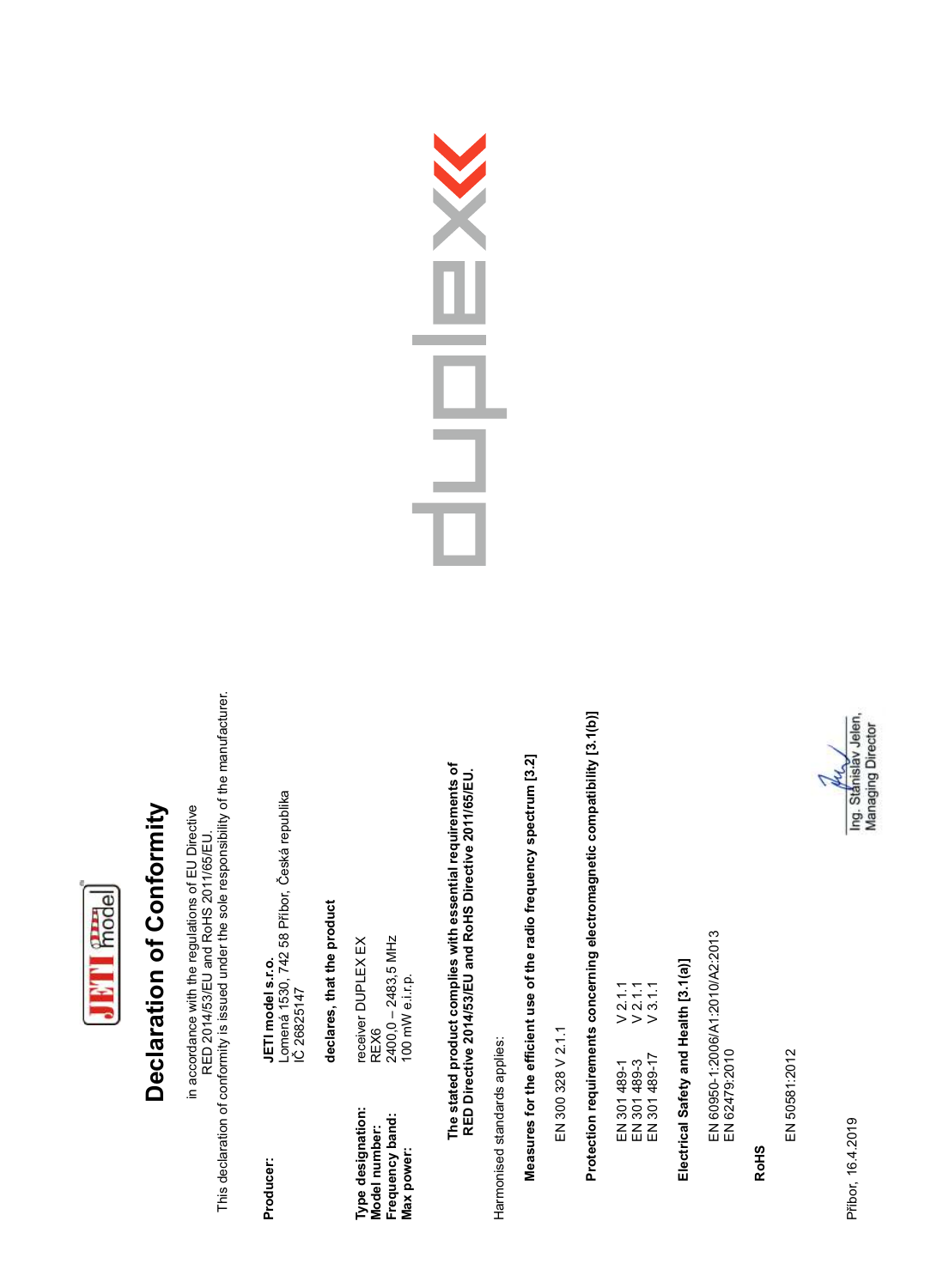# Declaration of Conformity

in accordance with the regulations of EU Directive
RED 2014/53/EU and RoHS 2011/65/EU.
This declaration of conformity is issued under the sole responsibility of the manufacturer.

**Producer:**
**JETI model s.r.o.**
Lomená 1530, 742 58 Příbor, Česká republika
IČ 26825147

**declares, that the product**

**Type designation:** receiver DUPLEX EX
**Model number:** REX6
**Frequency band:** 2400,0 – 2483,5 MHz
**Max power:** 100 mW e.i.r.p.

**The stated product complies with essential requirements of RED Directive 2014/53/EU and RoHS Directive 2011/65/EU.**

Harmonised standards applies:

**Measures for the efficient use of the radio frequency spectrum [3.2]**

EN 300 328 V 2.1.1

**Protection requirements concerning electromagnetic compatibility [3.1(b)]**

EN 301 489-1 V 2.1.1
EN 301 489-3 V 2.1.1
EN 301 489-17 V 3.1.1

**Electrical Safety and Health [3.1(a)]**

EN 60950-1:2006/A1:2010/A2:2013
EN 62479:2010

**RoHS**

EN 50581:2012

Příbor, 16.4.2019

Ing. Stanislav Jelen,
Managing Director